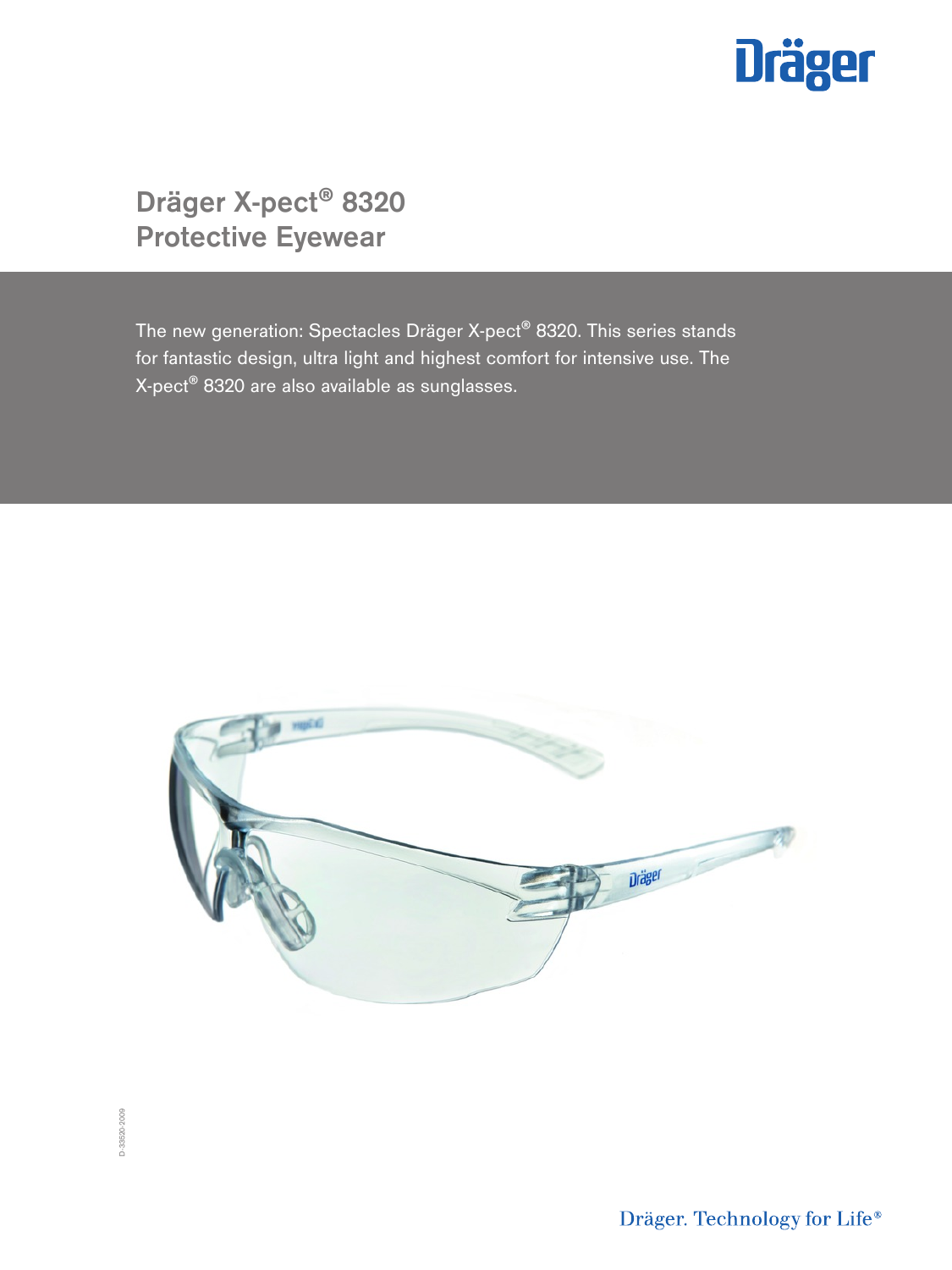# Dräger X-pect® 8320 Protective Eyewear

The new generation: Spectacles Dräger X-pect® 8320. This series stands for fantastic design, ultra light and highest comfort for intensive use. The X-pect® 8320 are also available as sunglasses.

D-33520-2009

Dräger. Technology for Life®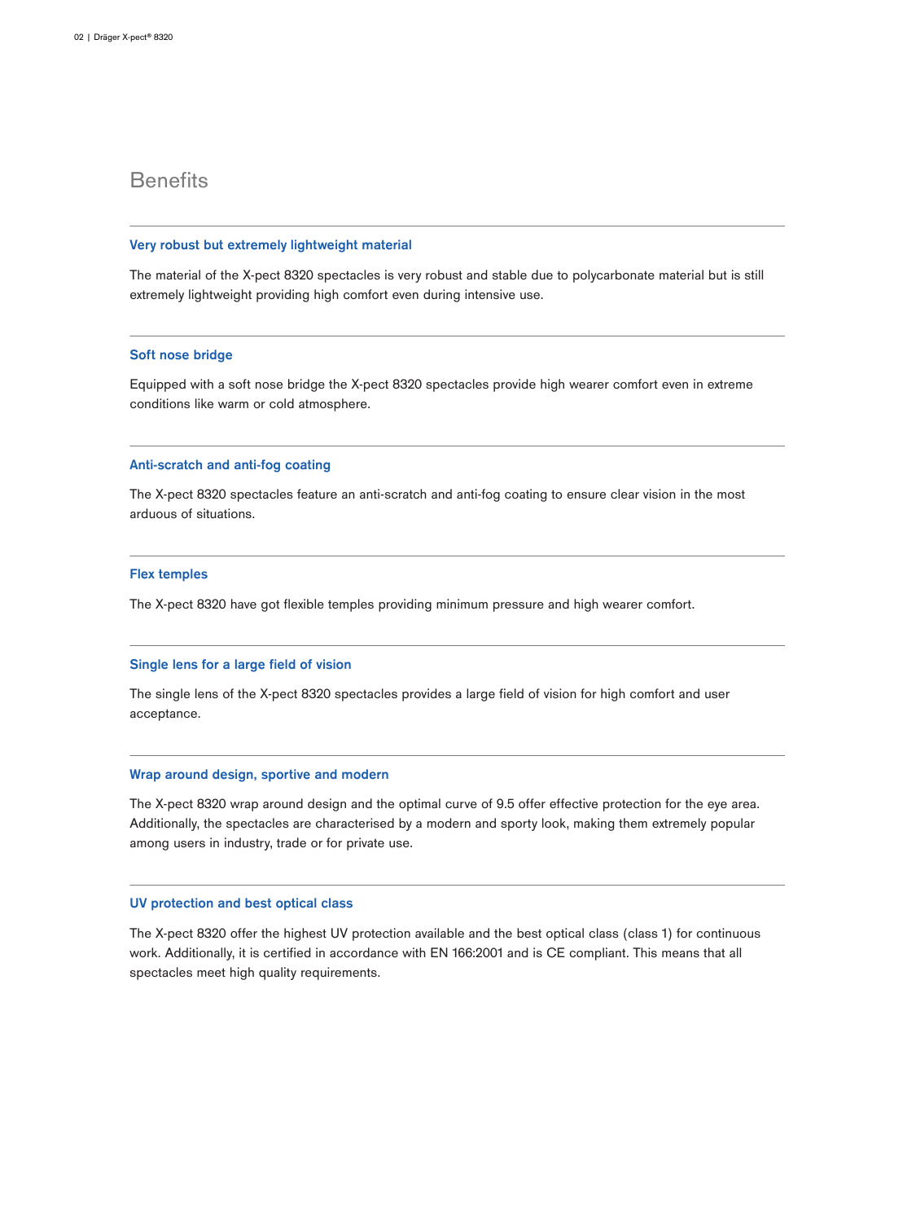## Benefits

### Very robust but extremely lightweight material

The material of the X-pect 8320 spectacles is very robust and stable due to polycarbonate material but is still extremely lightweight providing high comfort even during intensive use.

### Soft nose bridge

Equipped with a soft nose bridge the X-pect 8320 spectacles provide high wearer comfort even in extreme conditions like warm or cold atmosphere.

### Anti-scratch and anti-fog coating

The X-pect 8320 spectacles feature an anti-scratch and anti-fog coating to ensure clear vision in the most arduous of situations.

### Flex temples

The X-pect 8320 have got flexible temples providing minimum pressure and high wearer comfort.

### Single lens for a large field of vision

The single lens of the X-pect 8320 spectacles provides a large field of vision for high comfort and user acceptance.

### Wrap around design, sportive and modern

The X-pect 8320 wrap around design and the optimal curve of 9.5 offer effective protection for the eye area. Additionally, the spectacles are characterised by a modern and sporty look, making them extremely popular among users in industry, trade or for private use.

### UV protection and best optical class

The X-pect 8320 offer the highest UV protection available and the best optical class (class 1) for continuous work. Additionally, it is certified in accordance with EN 166:2001 and is CE compliant. This means that all spectacles meet high quality requirements.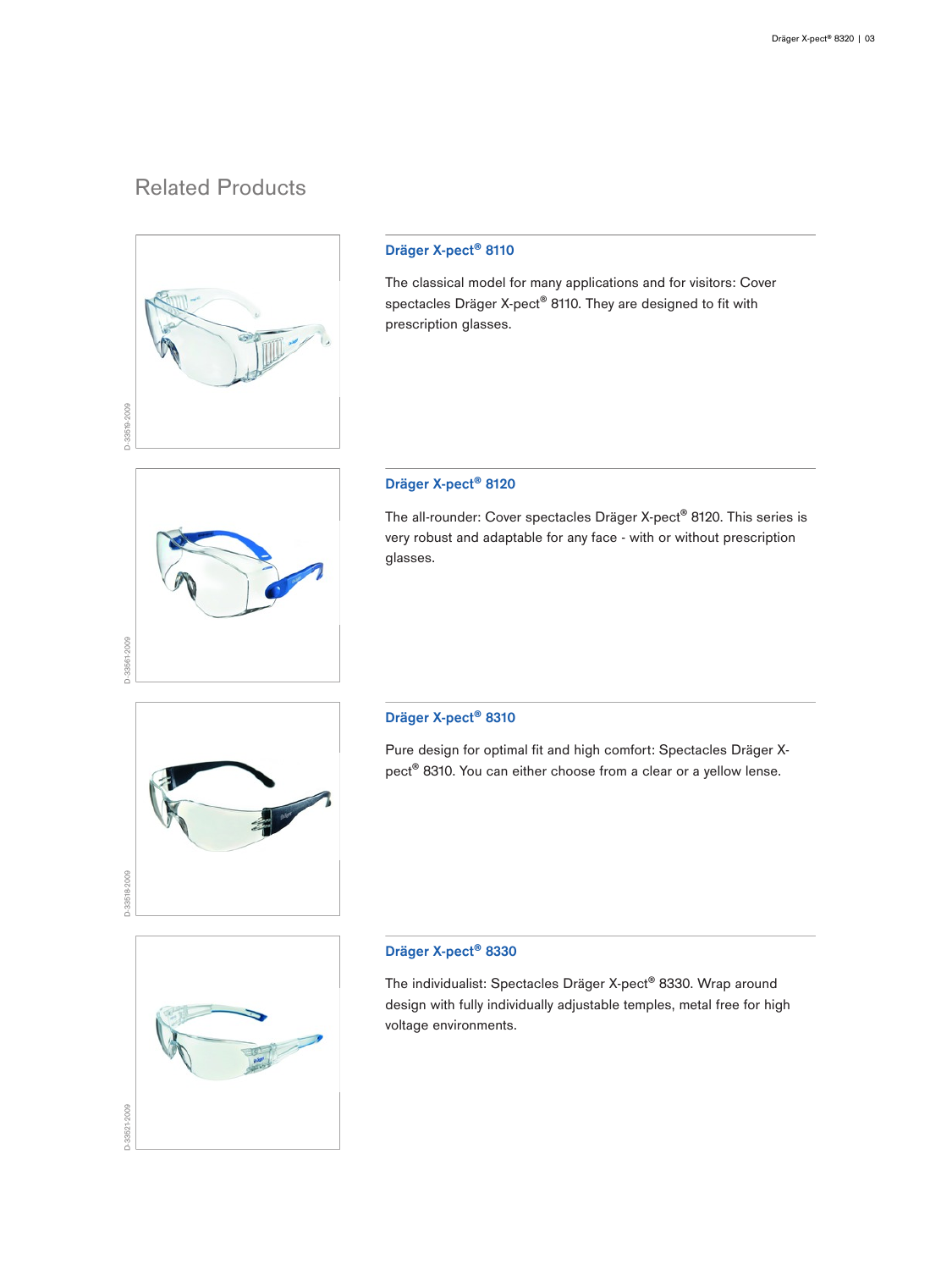## Related Products

D-33519-2009

### Dräger X-pect® 8110

The classical model for many applications and for visitors: Cover spectacles Dräger X-pect® 8110. They are designed to fit with prescription glasses.

D-33561-2009

### Dräger X-pect® 8120

The all-rounder: Cover spectacles Dräger X-pect® 8120. This series is very robust and adaptable for any face - with or without prescription glasses.

D-33518-2009

### Dräger X-pect® 8310

Pure design for optimal fit and high comfort: Spectacles Dräger X-pect® 8310. You can either choose from a clear or a yellow lense.

D-33521-2009

### Dräger X-pect® 8330

The individualist: Spectacles Dräger X-pect® 8330. Wrap around design with fully individually adjustable temples, metal free for high voltage environments.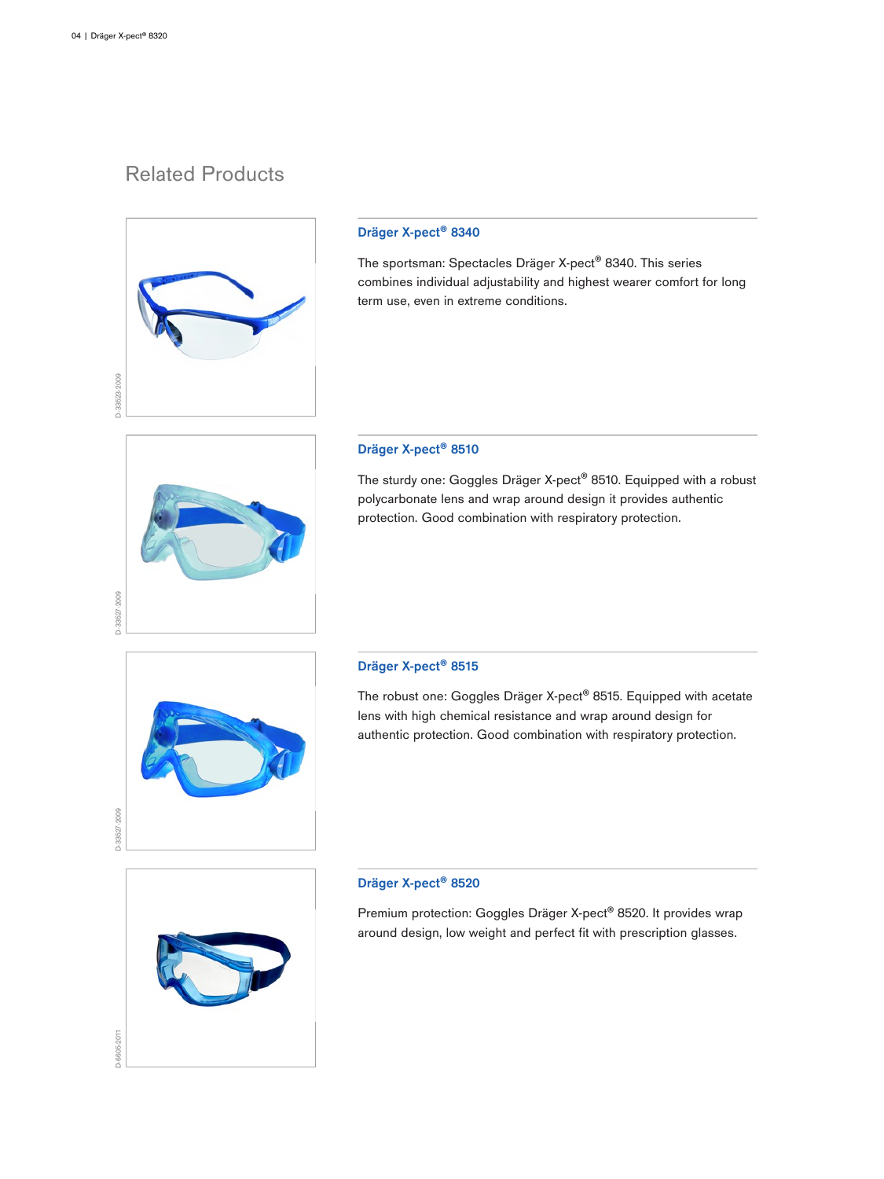## Related Products

### Dräger X-pect® 8340

The sportsman: Spectacles Dräger X-pect® 8340. This series combines individual adjustability and highest wearer comfort for long term use, even in extreme conditions.

D-33623-2009

### Dräger X-pect® 8510

The sturdy one: Goggles Dräger X-pect® 8510. Equipped with a robust polycarbonate lens and wrap around design it provides authentic protection. Good combination with respiratory protection.

D-33627-2009

### Dräger X-pect® 8515

The robust one: Goggles Dräger X-pect® 8515. Equipped with acetate lens with high chemical resistance and wrap around design for authentic protection. Good combination with respiratory protection.

D-33627-2009

### Dräger X-pect® 8520

Premium protection: Goggles Dräger X-pect® 8520. It provides wrap around design, low weight and perfect fit with prescription glasses.

D-6605-2011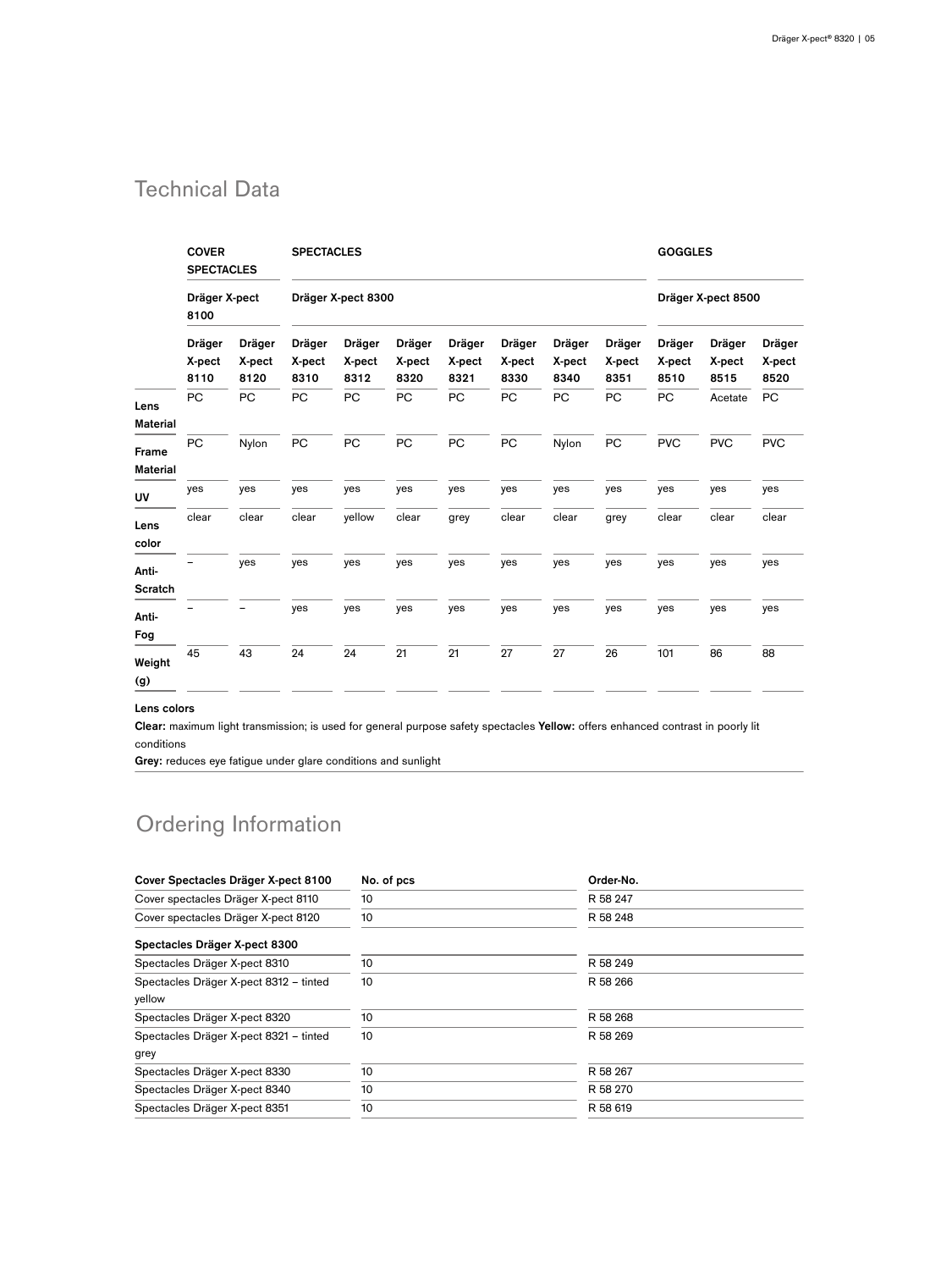## Technical Data

| | COVER SPECTACLES | | SPECTACLES | | | | | | | GOGGLES | | |
|---|---|---|---|---|---|---|---|---|---|---|---|---|
| | Dräger X-pect 8100 | | Dräger X-pect 8300 | | | | | | | Dräger X-pect 8500 | | |
| | Dräger X-pect 8110 | Dräger X-pect 8120 | Dräger X-pect 8310 | Dräger X-pect 8312 | Dräger X-pect 8320 | Dräger X-pect 8321 | Dräger X-pect 8330 | Dräger X-pect 8340 | Dräger X-pect 8351 | Dräger X-pect 8510 | Dräger X-pect 8515 | Dräger X-pect 8520 |
| **Lens Material** | PC | PC | PC | PC | PC | PC | PC | PC | PC | PC | Acetate | PC |
| **Frame Material** | PC | Nylon | PC | PC | PC | PC | PC | Nylon | PC | PVC | PVC | PVC |
| **UV** | yes | yes | yes | yes | yes | yes | yes | yes | yes | yes | yes | yes |
| **Lens color** | clear | clear | clear | yellow | clear | grey | clear | clear | grey | clear | clear | clear |
| **Anti-Scratch** | – | yes | yes | yes | yes | yes | yes | yes | yes | yes | yes | yes |
| **Anti-Fog** | – | – | yes | yes | yes | yes | yes | yes | yes | yes | yes | yes |
| **Weight (g)** | 45 | 43 | 24 | 24 | 21 | 21 | 27 | 27 | 26 | 101 | 86 | 88 |

**Lens colors**

**Clear:** maximum light transmission; is used for general purpose safety spectacles **Yellow:** offers enhanced contrast in poorly lit conditions

**Grey:** reduces eye fatigue under glare conditions and sunlight

## Ordering Information

| Cover Spectacles Dräger X-pect 8100 | No. of pcs | Order-No. |
|---|---|---|
| Cover spectacles Dräger X-pect 8110 | 10 | R 58 247 |
| Cover spectacles Dräger X-pect 8120 | 10 | R 58 248 |
| **Spectacles Dräger X-pect 8300** | | |
| Spectacles Dräger X-pect 8310 | 10 | R 58 249 |
| Spectacles Dräger X-pect 8312 – tinted yellow | 10 | R 58 266 |
| Spectacles Dräger X-pect 8320 | 10 | R 58 268 |
| Spectacles Dräger X-pect 8321 – tinted grey | 10 | R 58 269 |
| Spectacles Dräger X-pect 8330 | 10 | R 58 267 |
| Spectacles Dräger X-pect 8340 | 10 | R 58 270 |
| Spectacles Dräger X-pect 8351 | 10 | R 58 619 |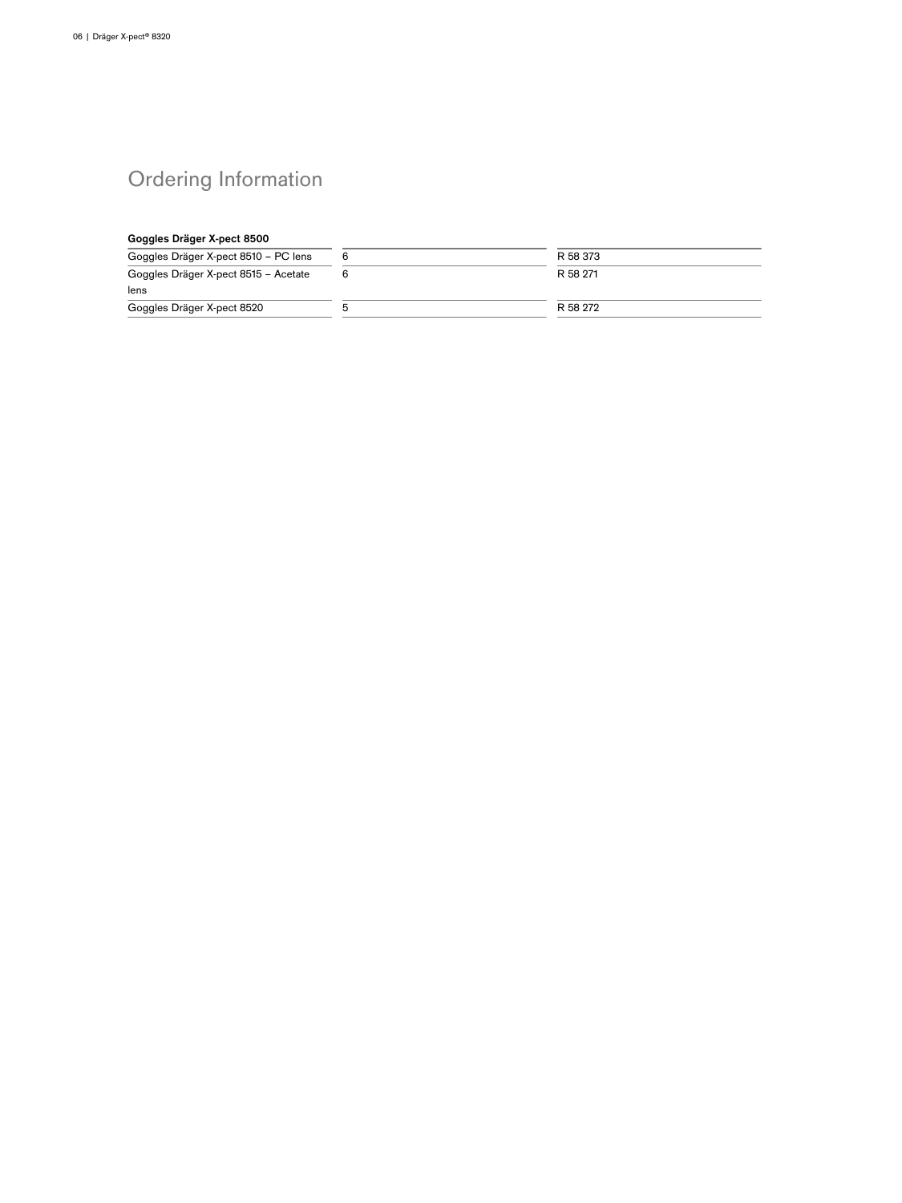# Ordering Information

| **Goggles Dräger X-pect 8500** | | |
| --- | --- | --- |
| Goggles Dräger X-pect 8510 – PC lens | 6 | R 58 373 |
| Goggles Dräger X-pect 8515 – Acetate lens | 6 | R 58 271 |
| Goggles Dräger X-pect 8520 | 5 | R 58 272 |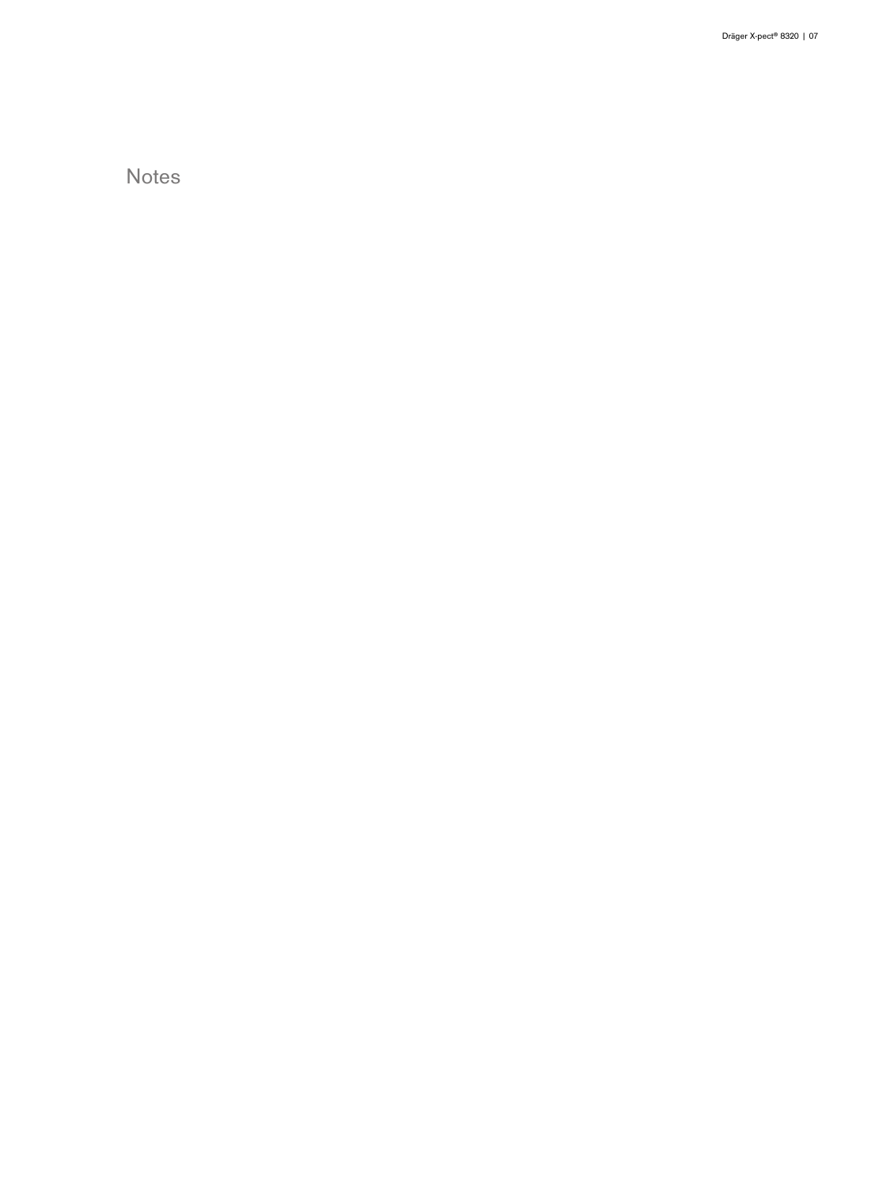# Notes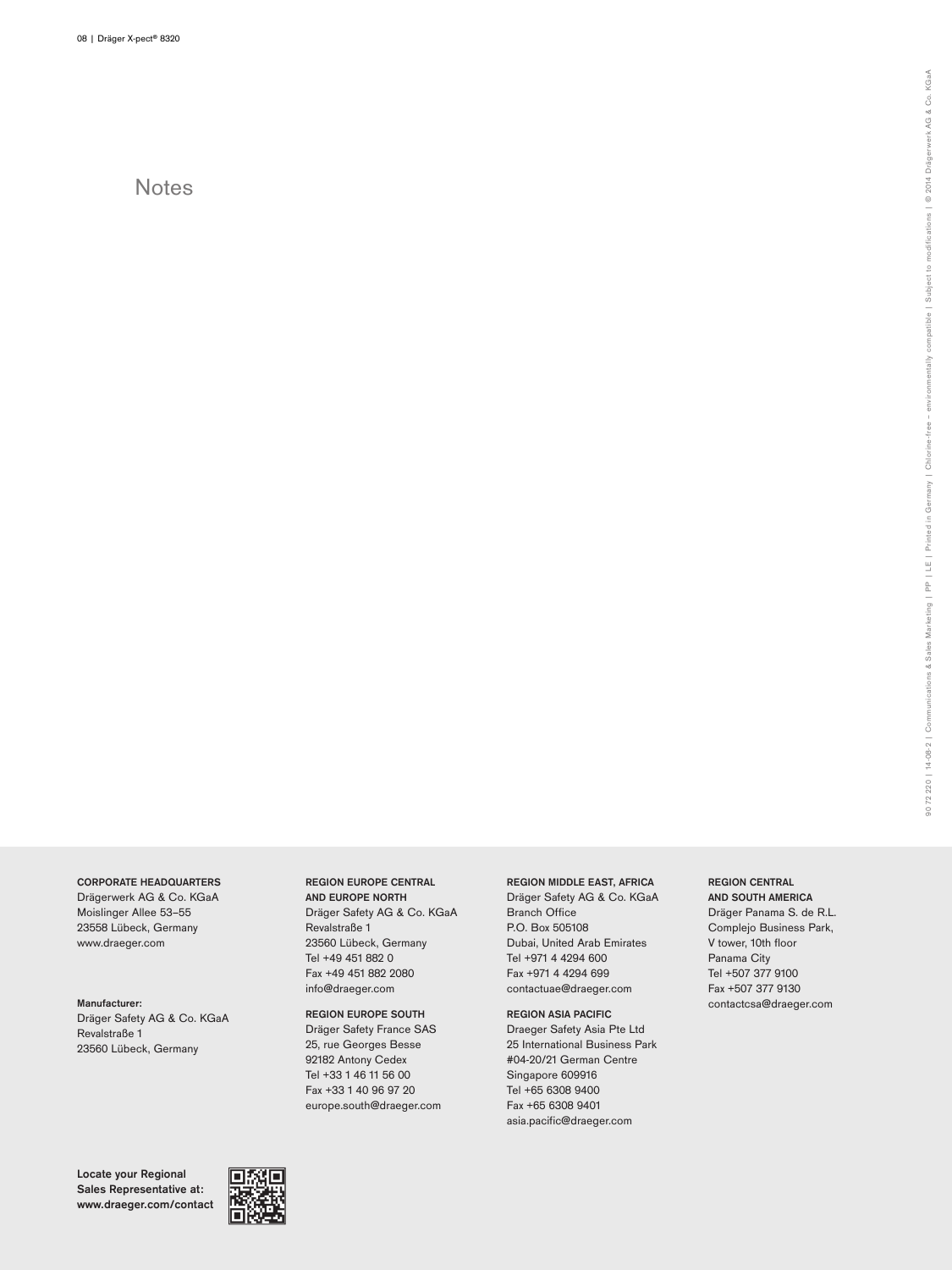## Notes

**CORPORATE HEADQUARTERS**
Drägerwerk AG & Co. KGaA
Moislinger Allee 53–55
23558 Lübeck, Germany
www.draeger.com

**Manufacturer:**
Dräger Safety AG & Co. KGaA
Revalstraße 1
23560 Lübeck, Germany

**REGION EUROPE CENTRAL AND EUROPE NORTH**
Dräger Safety AG & Co. KGaA
Revalstraße 1
23560 Lübeck, Germany
Tel +49 451 882 0
Fax +49 451 882 2080
info@draeger.com

**REGION EUROPE SOUTH**
Dräger Safety France SAS
25, rue Georges Besse
92182 Antony Cedex
Tel +33 1 46 11 56 00
Fax +33 1 40 96 97 20
europe.south@draeger.com

**REGION MIDDLE EAST, AFRICA**
Dräger Safety AG & Co. KGaA
Branch Office
P.O. Box 505108
Dubai, United Arab Emirates
Tel +971 4 4294 600
Fax +971 4 4294 699
contactuae@draeger.com

**REGION ASIA PACIFIC**
Draeger Safety Asia Pte Ltd
25 International Business Park
#04-20/21 German Centre
Singapore 609916
Tel +65 6308 9400
Fax +65 6308 9401
asia.pacific@draeger.com

**REGION CENTRAL AND SOUTH AMERICA**
Dräger Panama S. de R.L.
Complejo Business Park,
V tower, 10th floor
Panama City
Tel +507 377 9100
Fax +507 377 9130
contactcsa@draeger.com

**Locate your Regional Sales Representative at: www.draeger.com/contact**

90 72 220 | 14-08-2 | Communications & Sales Marketing | PP | LE | Printed in Germany | Chlorine-free – environmentally compatible | Subject to modifications | © 2014 Drägerwerk AG & Co. KGaA